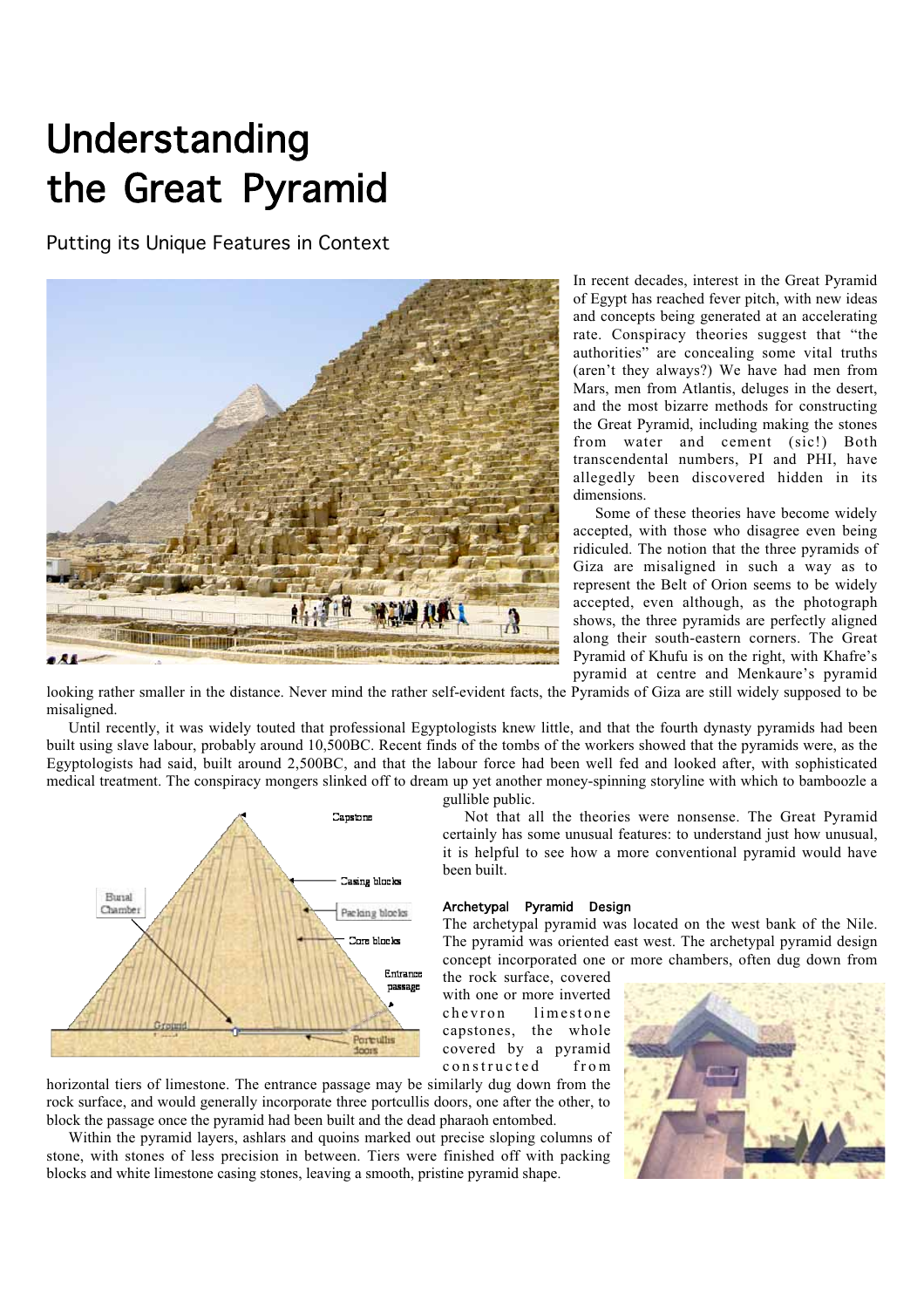# Understanding the Great Pyramid

## Putting its Unique Features in Context

In recent decades, interest in the Great Pyramid of Egypt has reached fever pitch, with new ideas and concepts being generated at an accelerating rate. Conspiracy theories suggest that "the authorities" are concealing some vital truths (aren't they always?) We have had men from Mars, men from Atlantis, deluges in the desert, and the most bizarre methods for constructing the Great Pyramid, including making the stones from water and cement (sic!) Both transcendental numbers, PI and PHI, have allegedly been discovered hidden in its dimensions.

Some of these theories have become widely accepted, with those who disagree even being ridiculed. The notion that the three pyramids of Giza are misaligned in such a way as to represent the Belt of Orion seems to be widely accepted, even although, as the photograph shows, the three pyramids are perfectly aligned along their south-eastern corners. The Great Pyramid of Khufu is on the right, with Khafre's pyramid at centre and Menkaure's pyramid looking rather smaller in the distance. Never mind the rather self-evident facts, the Pyramids of Giza are still widely supposed to be misaligned.

Until recently, it was widely touted that professional Egyptologists knew little, and that the fourth dynasty pyramids had been built using slave labour, probably around 10,500BC. Recent finds of the tombs of the workers showed that the pyramids were, as the Egyptologists had said, built around 2,500BC, and that the labour force had been well fed and looked after, with sophisticated medical treatment. The conspiracy mongers slinked off to dream up yet another money-spinning storyline with which to bamboozle a gullible public.

Not that all the theories were nonsense. The Great Pyramid certainly has some unusual features: to understand just how unusual, it is helpful to see how a more conventional pyramid would have been built.

### Archetypal Pyramid Design

The archetypal pyramid was located on the west bank of the Nile. The pyramid was oriented east west. The archetypal pyramid design concept incorporated one or more chambers, often dug down from the rock surface, covered with one or more inverted chevron limestone capstones, the whole covered by a pyramid constructed from horizontal tiers of limestone. The entrance passage may be similarly dug down from the rock surface, and would generally incorporate three portcullis doors, one after the other, to block the passage once the pyramid had been built and the dead pharaoh entombed.

Within the pyramid layers, ashlars and quoins marked out precise sloping columns of stone, with stones of less precision in between. Tiers were finished off with packing blocks and white limestone casing stones, leaving a smooth, pristine pyramid shape.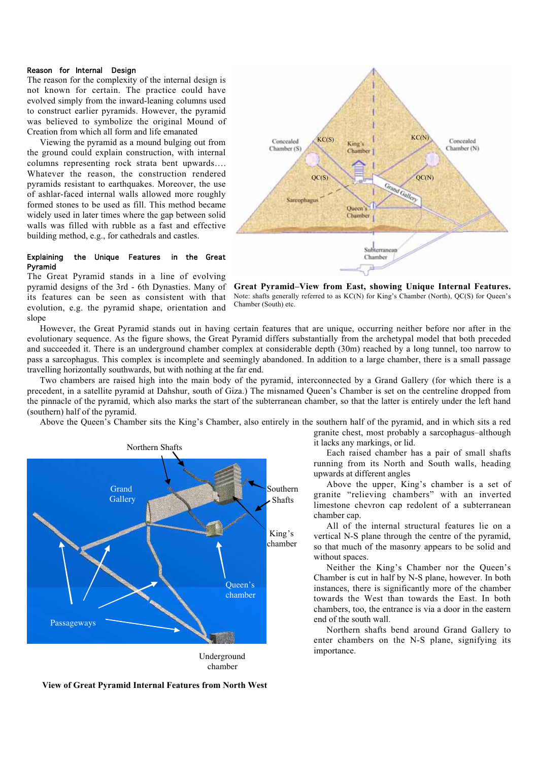### Reason for Internal Design

The reason for the complexity of the internal design is not known for certain. The practice could have evolved simply from the inward-leaning columns used to construct earlier pyramids. However, the pyramid was believed to symbolize the original Mound of Creation from which all form and life emanated

Viewing the pyramid as a mound bulging out from the ground could explain construction, with internal columns representing rock strata bent upwards…. Whatever the reason, the construction rendered pyramids resistant to earthquakes. Moreover, the use of ashlar-faced internal walls allowed more roughly formed stones to be used as fill. This method became widely used in later times where the gap between solid walls was filled with rubble as a fast and effective building method, e.g., for cathedrals and castles.

### Explaining the Unique Features in the Great Pyramid

The Great Pyramid stands in a line of evolving pyramid designs of the 3rd - 6th Dynasties. Many of its features can be seen as consistent with that evolution, e.g. the pyramid shape, orientation and slope

**Great Pyramid–View from East, showing Unique Internal Features.** Note: shafts generally referred to as KC(N) for King's Chamber (North), QC(S) for Queen's Chamber (South) etc.

However, the Great Pyramid stands out in having certain features that are unique, occurring neither before nor after in the evolutionary sequence. As the figure shows, the Great Pyramid differs substantially from the archetypal model that both preceded and succeeded it. There is an underground chamber complex at considerable depth (30m) reached by a long tunnel, too narrow to pass a sarcophagus. This complex is incomplete and seemingly abandoned. In addition to a large chamber, there is a small passage travelling horizontally southwards, but with nothing at the far end.

Two chambers are raised high into the main body of the pyramid, interconnected by a Grand Gallery (for which there is a precedent, in a satellite pyramid at Dahshur, south of Giza.) The misnamed Queen's Chamber is set on the centreline dropped from the pinnacle of the pyramid, which also marks the start of the subterranean chamber, so that the latter is entirely under the left hand (southern) half of the pyramid.

Above the Queen's Chamber sits the King's Chamber, also entirely in the southern half of the pyramid, and in which sits a red granite chest, most probably a sarcophagus–although it lacks any markings, or lid.

Each raised chamber has a pair of small shafts running from its North and South walls, heading upwards at different angles

Above the upper, King's chamber is a set of granite "relieving chambers" with an inverted limestone chevron cap redolent of a subterranean chamber cap.

All of the internal structural features lie on a vertical N-S plane through the centre of the pyramid, so that much of the masonry appears to be solid and without spaces.

Neither the King's Chamber nor the Queen's Chamber is cut in half by N-S plane, however. In both instances, there is significantly more of the chamber towards the West than towards the East. In both chambers, too, the entrance is via a door in the eastern end of the south wall.

Northern shafts bend around Grand Gallery to enter chambers on the N-S plane, signifying its importance.

**View of Great Pyramid Internal Features from North West**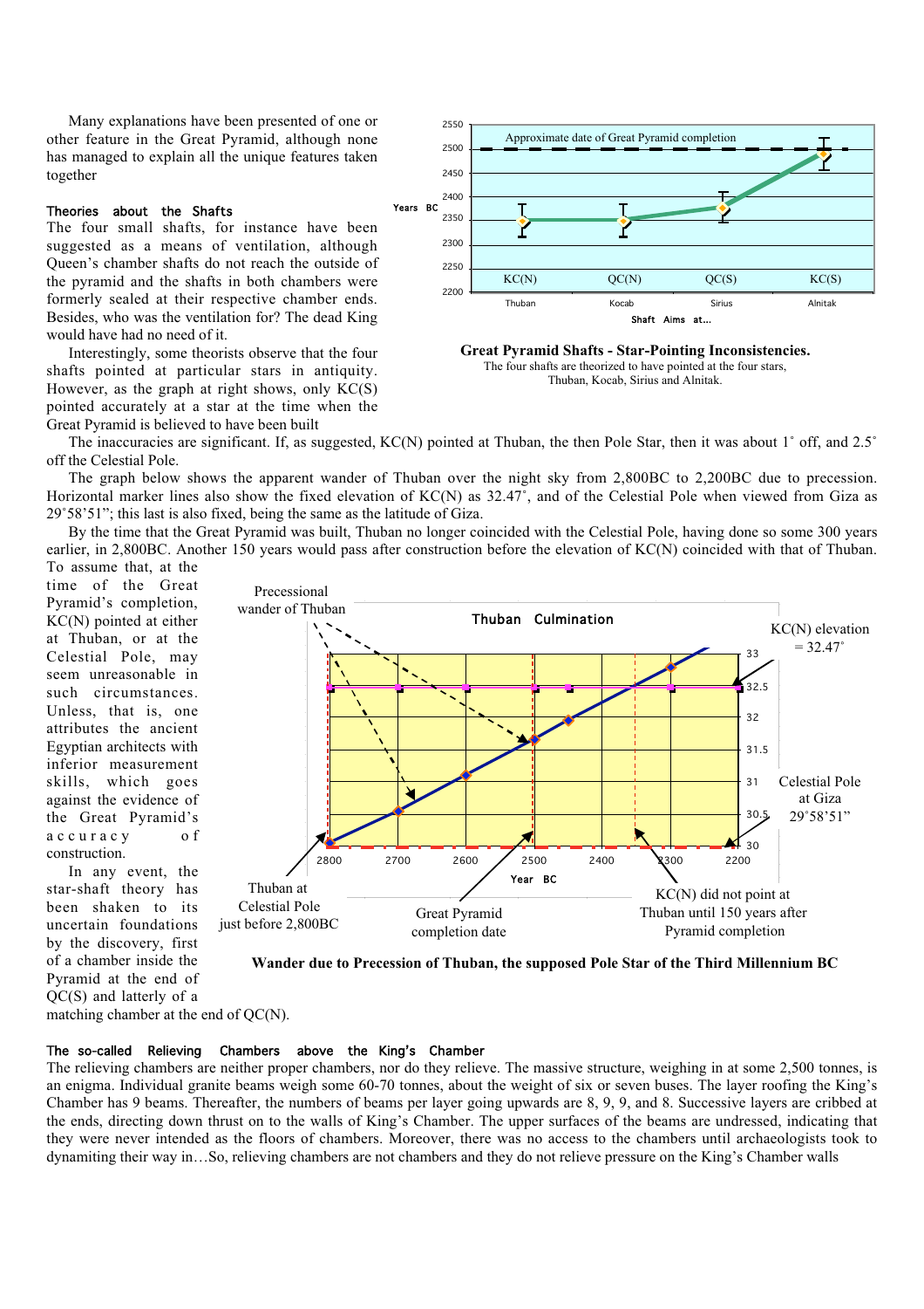Many explanations have been presented of one or other feature in the Great Pyramid, although none has managed to explain all the unique features taken together

### Theories about the Shafts

The four small shafts, for instance have been suggested as a means of ventilation, although Queen's chamber shafts do not reach the outside of the pyramid and the shafts in both chambers were formerly sealed at their respective chamber ends. Besides, who was the ventilation for? The dead King would have had no need of it.

Interestingly, some theorists observe that the four shafts pointed at particular stars in antiquity. However, as the graph at right shows, only KC(S) pointed accurately at a star at the time when the Great Pyramid is believed to have been built

**Great Pyramid Shafts - Star-Pointing Inconsistencies.**
The four shafts are theorized to have pointed at the four stars, Thuban, Kocab, Sirius and Alnitak.

The inaccuracies are significant. If, as suggested, KC(N) pointed at Thuban, the then Pole Star, then it was about 1˚ off, and 2.5˚ off the Celestial Pole.

The graph below shows the apparent wander of Thuban over the night sky from 2,800BC to 2,200BC due to precession. Horizontal marker lines also show the fixed elevation of KC(N) as 32.47˚, and of the Celestial Pole when viewed from Giza as 29˚58'51"; this last is also fixed, being the same as the latitude of Giza.

By the time that the Great Pyramid was built, Thuban no longer coincided with the Celestial Pole, having done so some 300 years earlier, in 2,800BC. Another 150 years would pass after construction before the elevation of KC(N) coincided with that of Thuban. To assume that, at the time of the Great Pyramid's completion, KC(N) pointed at either at Thuban, or at the Celestial Pole, may seem unreasonable in such circumstances. Unless, that is, one attributes the ancient Egyptian architects with inferior measurement skills, which goes against the evidence of the Great Pyramid's accuracy of construction.

In any event, the star-shaft theory has been shaken to its uncertain foundations by the discovery, first of a chamber inside the Pyramid at the end of QC(S) and latterly of a matching chamber at the end of QC(N).

**Wander due to Precession of Thuban, the supposed Pole Star of the Third Millennium BC**

### The so-called Relieving Chambers above the King's Chamber

The relieving chambers are neither proper chambers, nor do they relieve. The massive structure, weighing in at some 2,500 tonnes, is an enigma. Individual granite beams weigh some 60-70 tonnes, about the weight of six or seven buses. The layer roofing the King's Chamber has 9 beams. Thereafter, the numbers of beams per layer going upwards are 8, 9, 9, and 8. Successive layers are cribbed at the ends, directing down thrust on to the walls of King's Chamber. The upper surfaces of the beams are undressed, indicating that they were never intended as the floors of chambers. Moreover, there was no access to the chambers until archaeologists took to dynamiting their way in…So, relieving chambers are not chambers and they do not relieve pressure on the King's Chamber walls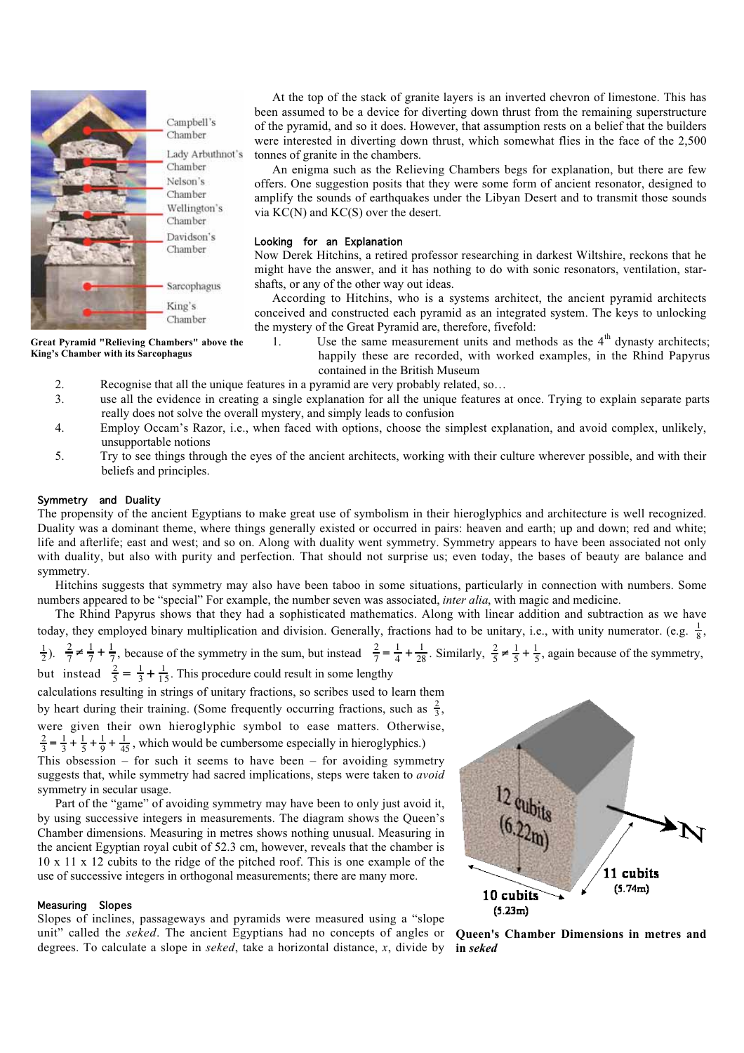Great Pyramid "Relieving Chambers" above the King's Chamber with its Sarcophagus

At the top of the stack of granite layers is an inverted chevron of limestone. This has been assumed to be a device for diverting down thrust from the remaining superstructure of the pyramid, and so it does. However, that assumption rests on a belief that the builders were interested in diverting down thrust, which somewhat flies in the face of the 2,500 tonnes of granite in the chambers.

An enigma such as the Relieving Chambers begs for explanation, but there are few offers. One suggestion posits that they were some form of ancient resonator, designed to amplify the sounds of earthquakes under the Libyan Desert and to transmit those sounds via KC(N) and KC(S) over the desert.

### Looking for an Explanation

Now Derek Hitchins, a retired professor researching in darkest Wiltshire, reckons that he might have the answer, and it has nothing to do with sonic resonators, ventilation, star-shafts, or any of the other way out ideas.

According to Hitchins, who is a systems architect, the ancient pyramid architects conceived and constructed each pyramid as an integrated system. The keys to unlocking the mystery of the Great Pyramid are, therefore, fivefold:

1. Use the same measurement units and methods as the 4th dynasty architects; happily these are recorded, with worked examples, in the Rhind Papyrus contained in the British Museum
2. Recognise that all the unique features in a pyramid are very probably related, so…
3. use all the evidence in creating a single explanation for all the unique features at once. Trying to explain separate parts really does not solve the overall mystery, and simply leads to confusion
4. Employ Occam's Razor, i.e., when faced with options, choose the simplest explanation, and avoid complex, unlikely, unsupportable notions
5. Try to see things through the eyes of the ancient architects, working with their culture wherever possible, and with their beliefs and principles.

### Symmetry and Duality

The propensity of the ancient Egyptians to make great use of symbolism in their hieroglyphics and architecture is well recognized. Duality was a dominant theme, where things generally existed or occurred in pairs: heaven and earth; up and down; red and white; life and afterlife; east and west; and so on. Along with duality went symmetry. Symmetry appears to have been associated not only with duality, but also with purity and perfection. That should not surprise us; even today, the bases of beauty are balance and symmetry.

Hitchins suggests that symmetry may also have been taboo in some situations, particularly in connection with numbers. Some numbers appeared to be "special" For example, the number seven was associated, *inter alia*, with magic and medicine.

The Rhind Papyrus shows that they had a sophisticated mathematics. Along with linear addition and subtraction as we have today, they employed binary multiplication and division. Generally, fractions had to be unitary, i.e., with unity numerator. (e.g. $\frac{1}{8}$, $\frac{1}{2}$). $\frac{2}{7} \neq \frac{1}{7} + \frac{1}{7}$, because of the symmetry in the sum, but instead $\frac{2}{7} = \frac{1}{4} + \frac{1}{28}$. Similarly, $\frac{2}{5} \neq \frac{1}{5} + \frac{1}{5}$, again because of the symmetry, but instead $\frac{2}{5} = \frac{1}{3} + \frac{1}{15}$. This procedure could result in some lengthy calculations resulting in strings of unitary fractions, so scribes used to learn them by heart during their training. (Some frequently occurring fractions, such as $\frac{2}{3}$, were given their own hieroglyphic symbol to ease matters. Otherwise, $\frac{2}{3} = \frac{1}{3} + \frac{1}{5} + \frac{1}{9} + \frac{1}{45}$, which would be cumbersome especially in hieroglyphics.)

This obsession – for such it seems to have been – for avoiding symmetry suggests that, while symmetry had sacred implications, steps were taken to *avoid* symmetry in secular usage.

Part of the "game" of avoiding symmetry may have been to only just avoid it, by using successive integers in measurements. The diagram shows the Queen's Chamber dimensions. Measuring in metres shows nothing unusual. Measuring in the ancient Egyptian royal cubit of 52.3 cm, however, reveals that the chamber is 10 x 11 x 12 cubits to the ridge of the pitched roof. This is one example of the use of successive integers in orthogonal measurements; there are many more.

**Queen's Chamber Dimensions in metres and in *seked***

### Measuring Slopes

Slopes of inclines, passageways and pyramids were measured using a "slope unit" called the *seked*. The ancient Egyptians had no concepts of angles or degrees. To calculate a slope in *seked*, take a horizontal distance, *x*, divide by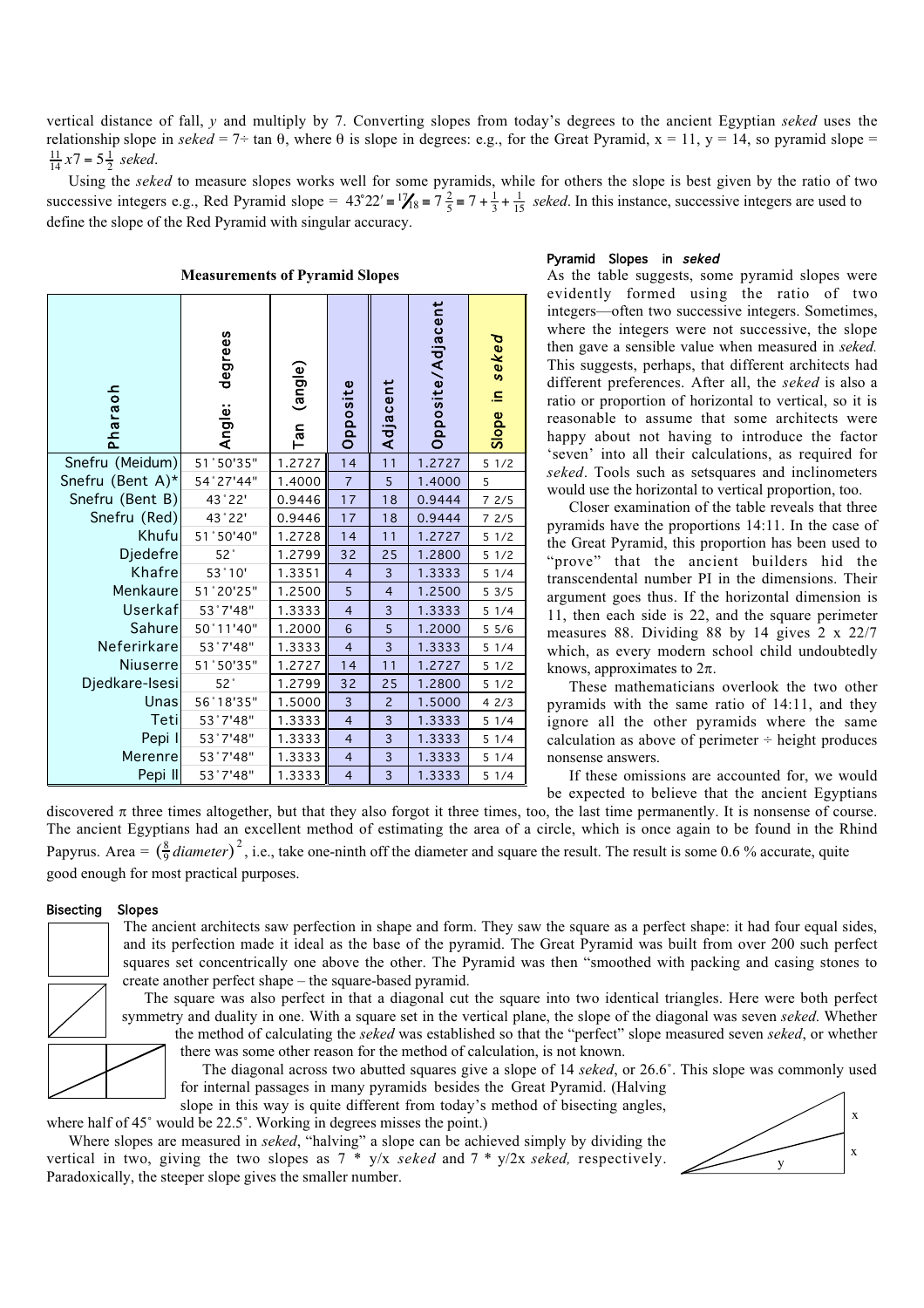vertical distance of fall, $y$ and multiply by 7. Converting slopes from today's degrees to the ancient Egyptian *seked* uses the relationship slope in *seked* = 7÷ tan θ, where θ is slope in degrees: e.g., for the Great Pyramid, x = 11, y = 14, so pyramid slope = $\frac{11}{14}x7 = 5\frac{1}{2}$ *seked*.

Using the *seked* to measure slopes works well for some pyramids, while for others the slope is best given by the ratio of two successive integers e.g., Red Pyramid slope = $43°22' \equiv {}^{17}/_{18} \equiv 7\frac{2}{5} \equiv 7 + \frac{1}{3} + \frac{1}{15}$ *seked*. In this instance, successive integers are used to define the slope of the Red Pyramid with singular accuracy.

**Measurements of Pyramid Slopes**

| Pharaoh | Angle: degrees | Tan (angle) | Opposite | Adjacent | Opposite/Adjacent | Slope in *seked* |
|---|---|---|---|---|---|---|
| Snefru (Meidum) | 51˚50'35" | 1.2727 | 14 | 11 | 1.2727 | 5 1/2 |
| Snefru (Bent A)* | 54˚27'44" | 1.4000 | 7 | 5 | 1.4000 | 5 |
| Snefru (Bent B) | 43˚22' | 0.9446 | 17 | 18 | 0.9444 | 7 2/5 |
| Snefru (Red) | 43˚22' | 0.9446 | 17 | 18 | 0.9444 | 7 2/5 |
| Khufu | 51˚50'40" | 1.2728 | 14 | 11 | 1.2727 | 5 1/2 |
| Djedefre | 52˚ | 1.2799 | 32 | 25 | 1.2800 | 5 1/2 |
| Khafre | 53˚10' | 1.3351 | 4 | 3 | 1.3333 | 5 1/4 |
| Menkaure | 51˚20'25" | 1.2500 | 5 | 4 | 1.2500 | 5 3/5 |
| Userkaf | 53˚7'48" | 1.3333 | 4 | 3 | 1.3333 | 5 1/4 |
| Sahure | 50˚11'40" | 1.2000 | 6 | 5 | 1.2000 | 5 5/6 |
| Neferirkare | 53˚7'48" | 1.3333 | 4 | 3 | 1.3333 | 5 1/4 |
| Niuserre | 51˚50'35" | 1.2727 | 14 | 11 | 1.2727 | 5 1/2 |
| Djedkare-Isesi | 52˚ | 1.2799 | 32 | 25 | 1.2800 | 5 1/2 |
| Unas | 56˚18'35" | 1.5000 | 3 | 2 | 1.5000 | 4 2/3 |
| Teti | 53˚7'48" | 1.3333 | 4 | 3 | 1.3333 | 5 1/4 |
| Pepi I | 53˚7'48" | 1.3333 | 4 | 3 | 1.3333 | 5 1/4 |
| Merenre | 53˚7'48" | 1.3333 | 4 | 3 | 1.3333 | 5 1/4 |
| Pepi II | 53˚7'48" | 1.3333 | 4 | 3 | 1.3333 | 5 1/4 |

### Pyramid Slopes in *seked*

As the table suggests, some pyramid slopes were evidently formed using the ratio of two integers—often two successive integers. Sometimes, where the integers were not successive, the slope then gave a sensible value when measured in *seked.* This suggests, perhaps, that different architects had different preferences. After all, the *seked* is also a ratio or proportion of horizontal to vertical, so it is reasonable to assume that some architects were happy about not having to introduce the factor 'seven' into all their calculations, as required for *seked*. Tools such as setsquares and inclinometers would use the horizontal to vertical proportion, too.

Closer examination of the table reveals that three pyramids have the proportions 14:11. In the case of the Great Pyramid, this proportion has been used to "prove" that the ancient builders hid the transcendental number PI in the dimensions. Their argument goes thus. If the horizontal dimension is 11, then each side is 22, and the square perimeter measures 88. Dividing 88 by 14 gives 2 x 22/7 which, as every modern school child undoubtedly knows, approximates to 2π.

These mathematicians overlook the two other pyramids with the same ratio of 14:11, and they ignore all the other pyramids where the same calculation as above of perimeter ÷ height produces nonsense answers.

If these omissions are accounted for, we would be expected to believe that the ancient Egyptians discovered π three times altogether, but that they also forgot it three times, too, the last time permanently. It is nonsense of course. The ancient Egyptians had an excellent method of estimating the area of a circle, which is once again to be found in the Rhind Papyrus. Area = $(\frac{8}{9}diameter)^2$, i.e., take one-ninth off the diameter and square the result. The result is some 0.6 % accurate, quite good enough for most practical purposes.

### Bisecting Slopes

The ancient architects saw perfection in shape and form. They saw the square as a perfect shape: it had four equal sides, and its perfection made it ideal as the base of the pyramid. The Great Pyramid was built from over 200 such perfect squares set concentrically one above the other. The Pyramid was then "smoothed with packing and casing stones to create another perfect shape – the square-based pyramid.

The square was also perfect in that a diagonal cut the square into two identical triangles. Here were both perfect symmetry and duality in one. With a square set in the vertical plane, the slope of the diagonal was seven *seked*. Whether the method of calculating the *seked* was established so that the "perfect" slope measured seven *seked*, or whether there was some other reason for the method of calculation, is not known.

The diagonal across two abutted squares give a slope of 14 *seked*, or 26.6˚. This slope was commonly used for internal passages in many pyramids besides the Great Pyramid. (Halving slope in this way is quite different from today's method of bisecting angles, where half of 45˚ would be 22.5˚. Working in degrees misses the point.)

Where slopes are measured in *seked*, "halving" a slope can be achieved simply by dividing the vertical in two, giving the two slopes as 7 * y/x *seked* and 7 * y/2x *seked,* respectively. Paradoxically, the steeper slope gives the smaller number.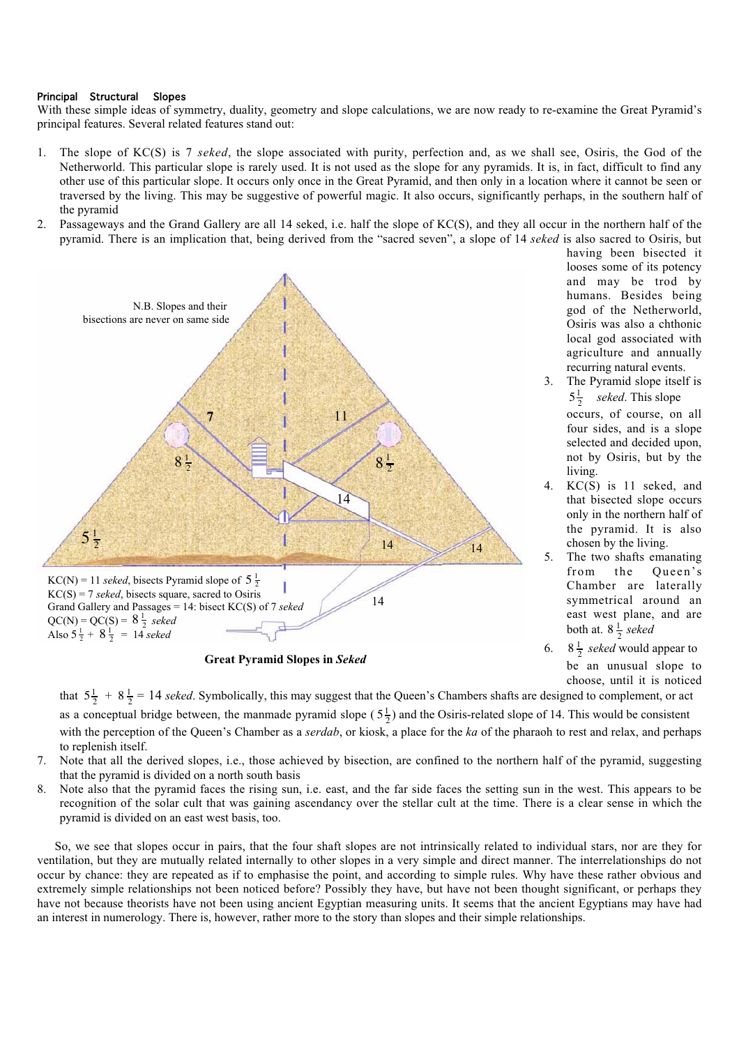**Principal Structural Slopes**

With these simple ideas of symmetry, duality, geometry and slope calculations, we are now ready to re-examine the Great Pyramid's principal features. Several related features stand out:

1. The slope of KC(S) is 7 *seked*, the slope associated with purity, perfection and, as we shall see, Osiris, the God of the Netherworld. This particular slope is rarely used. It is not used as the slope for any pyramids. It is, in fact, difficult to find any other use of this particular slope. It occurs only once in the Great Pyramid, and then only in a location where it cannot be seen or traversed by the living. This may be suggestive of powerful magic. It also occurs, significantly perhaps, in the southern half of the pyramid
2. Passageways and the Grand Gallery are all 14 seked, i.e. half the slope of KC(S), and they all occur in the northern half of the pyramid. There is an implication that, being derived from the "sacred seven", a slope of 14 *seked* is also sacred to Osiris, but having been bisected it looses some of its potency and may be trod by humans. Besides being god of the Netherworld, Osiris was also a chthonic local god associated with agriculture and annually recurring natural events.
3. The Pyramid slope itself is $5\frac{1}{2}$ *seked*. This slope occurs, of course, on all four sides, and is a slope selected and decided upon, not by Osiris, but by the living.
4. KC(S) is 11 seked, and that bisected slope occurs only in the northern half of the pyramid. It is also chosen by the living.
5. The two shafts emanating from the Queen's Chamber are laterally symmetrical around an east west plane, and are both at. $8\frac{1}{2}$ *seked*
6. $8\frac{1}{2}$ *seked* would appear to be an unusual slope to choose, until it is noticed that $5\frac{1}{2} + 8\frac{1}{2} = 14$ *seked*. Symbolically, this may suggest that the Queen's Chambers shafts are designed to complement, or act as a conceptual bridge between, the manmade pyramid slope ($5\frac{1}{2}$) and the Osiris-related slope of 14. This would be consistent with the perception of the Queen's Chamber as a *serdab*, or kiosk, a place for the *ka* of the pharaoh to rest and relax, and perhaps to replenish itself.
7. Note that all the derived slopes, i.e., those achieved by bisection, are confined to the northern half of the pyramid, suggesting that the pyramid is divided on a north south basis
8. Note also that the pyramid faces the rising sun, i.e. east, and the far side faces the setting sun in the west. This appears to be recognition of the solar cult that was gaining ascendancy over the stellar cult at the time. There is a clear sense in which the pyramid is divided on an east west basis, too.

N.B. Slopes and their bisections are never on same side

KC(N) = 11 *seked*, bisects Pyramid slope of $5\frac{1}{2}$
KC(S) = 7 *seked*, bisects square, sacred to Osiris
Grand Gallery and Passages = 14: bisect KC(S) of 7 *seked*
QC(N) = QC(S) = $8\frac{1}{2}$ *seked*
Also $5\frac{1}{2} + 8\frac{1}{2} = 14$ *seked*

**Great Pyramid Slopes in *Seked***

So, we see that slopes occur in pairs, that the four shaft slopes are not intrinsically related to individual stars, nor are they for ventilation, but they are mutually related internally to other slopes in a very simple and direct manner. The interrelationships do not occur by chance: they are repeated as if to emphasise the point, and according to simple rules. Why have these rather obvious and extremely simple relationships not been noticed before? Possibly they have, but have not been thought significant, or perhaps they have not because theorists have not been using ancient Egyptian measuring units. It seems that the ancient Egyptians may have had an interest in numerology. There is, however, rather more to the story than slopes and their simple relationships.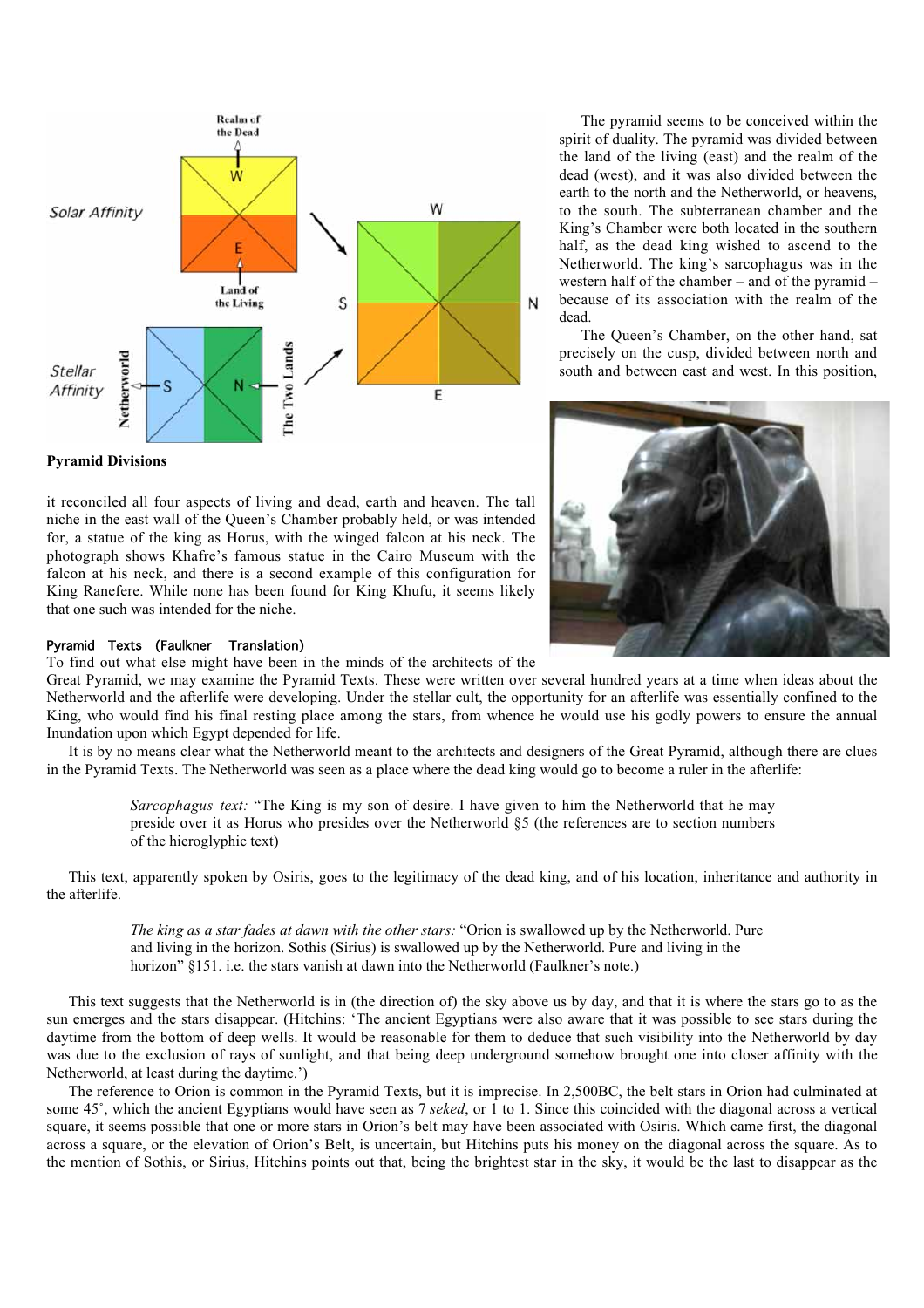**Pyramid Divisions**

The pyramid seems to be conceived within the spirit of duality. The pyramid was divided between the land of the living (east) and the realm of the dead (west), and it was also divided between the earth to the north and the Netherworld, or heavens, to the south. The subterranean chamber and the King's Chamber were both located in the southern half, as the dead king wished to ascend to the Netherworld. The king's sarcophagus was in the western half of the chamber – and of the pyramid – because of its association with the realm of the dead.

The Queen's Chamber, on the other hand, sat precisely on the cusp, divided between north and south and between east and west. In this position, it reconciled all four aspects of living and dead, earth and heaven. The tall niche in the east wall of the Queen's Chamber probably held, or was intended for, a statue of the king as Horus, with the winged falcon at his neck. The photograph shows Khafre's famous statue in the Cairo Museum with the falcon at his neck, and there is a second example of this configuration for King Ranefere. While none has been found for King Khufu, it seems likely that one such was intended for the niche.

### Pyramid Texts (Faulkner Translation)

To find out what else might have been in the minds of the architects of the Great Pyramid, we may examine the Pyramid Texts. These were written over several hundred years at a time when ideas about the Netherworld and the afterlife were developing. Under the stellar cult, the opportunity for an afterlife was essentially confined to the King, who would find his final resting place among the stars, from whence he would use his godly powers to ensure the annual Inundation upon which Egypt depended for life.

It is by no means clear what the Netherworld meant to the architects and designers of the Great Pyramid, although there are clues in the Pyramid Texts. The Netherworld was seen as a place where the dead king would go to become a ruler in the afterlife:

> *Sarcophagus text:* "The King is my son of desire. I have given to him the Netherworld that he may preside over it as Horus who presides over the Netherworld §5 (the references are to section numbers of the hieroglyphic text)

This text, apparently spoken by Osiris, goes to the legitimacy of the dead king, and of his location, inheritance and authority in the afterlife.

> *The king as a star fades at dawn with the other stars:* "Orion is swallowed up by the Netherworld. Pure and living in the horizon. Sothis (Sirius) is swallowed up by the Netherworld. Pure and living in the horizon" §151. i.e. the stars vanish at dawn into the Netherworld (Faulkner's note.)

This text suggests that the Netherworld is in (the direction of) the sky above us by day, and that it is where the stars go to as the sun emerges and the stars disappear. (Hitchins: 'The ancient Egyptians were also aware that it was possible to see stars during the daytime from the bottom of deep wells. It would be reasonable for them to deduce that such visibility into the Netherworld by day was due to the exclusion of rays of sunlight, and that being deep underground somehow brought one into closer affinity with the Netherworld, at least during the daytime.')

The reference to Orion is common in the Pyramid Texts, but it is imprecise. In 2,500BC, the belt stars in Orion had culminated at some 45˚, which the ancient Egyptians would have seen as 7 *seked*, or 1 to 1. Since this coincided with the diagonal across a vertical square, it seems possible that one or more stars in Orion's belt may have been associated with Osiris. Which came first, the diagonal across a square, or the elevation of Orion's Belt, is uncertain, but Hitchins puts his money on the diagonal across the square. As to the mention of Sothis, or Sirius, Hitchins points out that, being the brightest star in the sky, it would be the last to disappear as the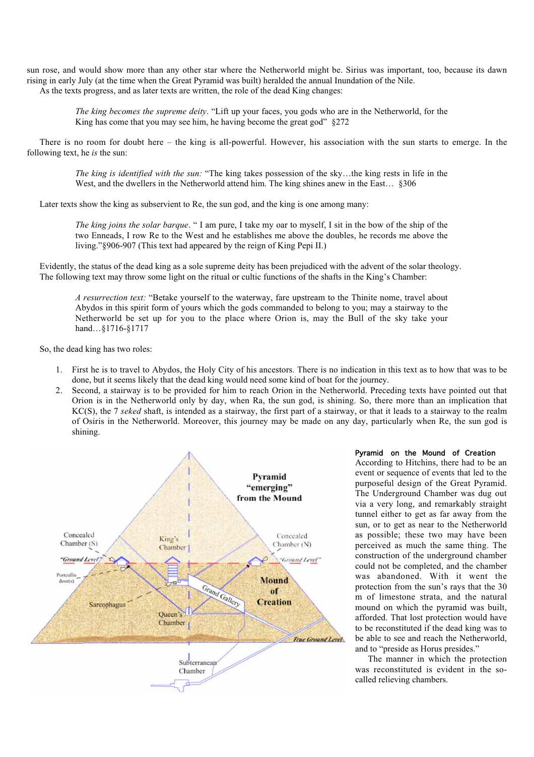sun rose, and would show more than any other star where the Netherworld might be. Sirius was important, too, because its dawn rising in early July (at the time when the Great Pyramid was built) heralded the annual Inundation of the Nile.

As the texts progress, and as later texts are written, the role of the dead King changes:

> *The king becomes the supreme deity*. "Lift up your faces, you gods who are in the Netherworld, for the King has come that you may see him, he having become the great god" §272

There is no room for doubt here – the king is all-powerful. However, his association with the sun starts to emerge. In the following text, he *is* the sun:

> *The king is identified with the sun:* "The king takes possession of the sky…the king rests in life in the West, and the dwellers in the Netherworld attend him. The king shines anew in the East… §306

Later texts show the king as subservient to Re, the sun god, and the king is one among many:

> *The king joins the solar barque*. " I am pure, I take my oar to myself, I sit in the bow of the ship of the two Enneads, I row Re to the West and he establishes me above the doubles, he records me above the living."§906-907 (This text had appeared by the reign of King Pepi II.)

Evidently, the status of the dead king as a sole supreme deity has been prejudiced with the advent of the solar theology. The following text may throw some light on the ritual or cultic functions of the shafts in the King's Chamber:

> *A resurrection text:* "Betake yourself to the waterway, fare upstream to the Thinite nome, travel about Abydos in this spirit form of yours which the gods commanded to belong to you; may a stairway to the Netherworld be set up for you to the place where Orion is, may the Bull of the sky take your hand…§1716-§1717

So, the dead king has two roles:

1. First he is to travel to Abydos, the Holy City of his ancestors. There is no indication in this text as to how that was to be done, but it seems likely that the dead king would need some kind of boat for the journey.
2. Second, a stairway is to be provided for him to reach Orion in the Netherworld. Preceding texts have pointed out that Orion is in the Netherworld only by day, when Ra, the sun god, is shining. So, there more than an implication that KC(S), the 7 *seked* shaft, is intended as a stairway, the first part of a stairway, or that it leads to a stairway to the realm of Osiris in the Netherworld. Moreover, this journey may be made on any day, particularly when Re, the sun god is shining.

### Pyramid on the Mound of Creation

According to Hitchins, there had to be an event or sequence of events that led to the purposeful design of the Great Pyramid. The Underground Chamber was dug out via a very long, and remarkably straight tunnel either to get as far away from the sun, or to get as near to the Netherworld as possible; these two may have been perceived as much the same thing. The construction of the underground chamber could not be completed, and the chamber was abandoned. With it went the protection from the sun's rays that the 30 m of limestone strata, and the natural mound on which the pyramid was built, afforded. That lost protection would have to be reconstituted if the dead king was to be able to see and reach the Netherworld, and to "preside as Horus presides."

The manner in which the protection was reconstituted is evident in the so-called relieving chambers.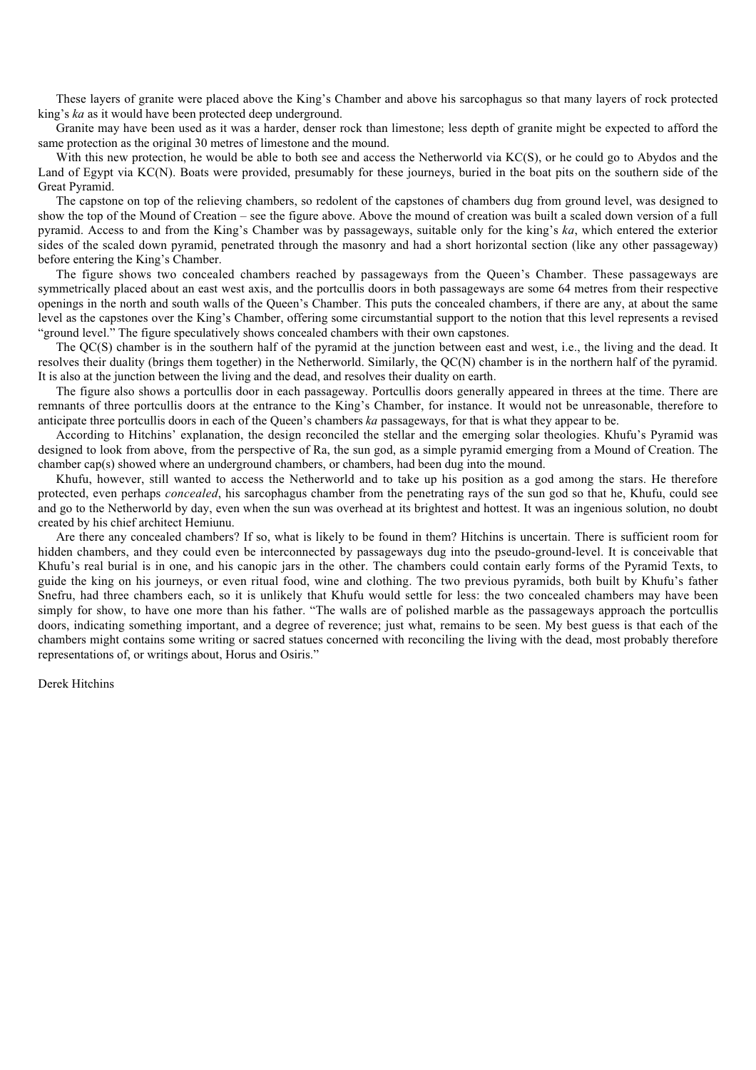These layers of granite were placed above the King's Chamber and above his sarcophagus so that many layers of rock protected king's *ka* as it would have been protected deep underground.

Granite may have been used as it was a harder, denser rock than limestone; less depth of granite might be expected to afford the same protection as the original 30 metres of limestone and the mound.

With this new protection, he would be able to both see and access the Netherworld via KC(S), or he could go to Abydos and the Land of Egypt via KC(N). Boats were provided, presumably for these journeys, buried in the boat pits on the southern side of the Great Pyramid.

The capstone on top of the relieving chambers, so redolent of the capstones of chambers dug from ground level, was designed to show the top of the Mound of Creation – see the figure above. Above the mound of creation was built a scaled down version of a full pyramid. Access to and from the King's Chamber was by passageways, suitable only for the king's *ka*, which entered the exterior sides of the scaled down pyramid, penetrated through the masonry and had a short horizontal section (like any other passageway) before entering the King's Chamber.

The figure shows two concealed chambers reached by passageways from the Queen's Chamber. These passageways are symmetrically placed about an east west axis, and the portcullis doors in both passageways are some 64 metres from their respective openings in the north and south walls of the Queen's Chamber. This puts the concealed chambers, if there are any, at about the same level as the capstones over the King's Chamber, offering some circumstantial support to the notion that this level represents a revised "ground level." The figure speculatively shows concealed chambers with their own capstones.

The QC(S) chamber is in the southern half of the pyramid at the junction between east and west, i.e., the living and the dead. It resolves their duality (brings them together) in the Netherworld. Similarly, the QC(N) chamber is in the northern half of the pyramid. It is also at the junction between the living and the dead, and resolves their duality on earth.

The figure also shows a portcullis door in each passageway. Portcullis doors generally appeared in threes at the time. There are remnants of three portcullis doors at the entrance to the King's Chamber, for instance. It would not be unreasonable, therefore to anticipate three portcullis doors in each of the Queen's chambers *ka* passageways, for that is what they appear to be.

According to Hitchins' explanation, the design reconciled the stellar and the emerging solar theologies. Khufu's Pyramid was designed to look from above, from the perspective of Ra, the sun god, as a simple pyramid emerging from a Mound of Creation. The chamber cap(s) showed where an underground chambers, or chambers, had been dug into the mound.

Khufu, however, still wanted to access the Netherworld and to take up his position as a god among the stars. He therefore protected, even perhaps *concealed*, his sarcophagus chamber from the penetrating rays of the sun god so that he, Khufu, could see and go to the Netherworld by day, even when the sun was overhead at its brightest and hottest. It was an ingenious solution, no doubt created by his chief architect Hemiunu.

Are there any concealed chambers? If so, what is likely to be found in them? Hitchins is uncertain. There is sufficient room for hidden chambers, and they could even be interconnected by passageways dug into the pseudo-ground-level. It is conceivable that Khufu's real burial is in one, and his canopic jars in the other. The chambers could contain early forms of the Pyramid Texts, to guide the king on his journeys, or even ritual food, wine and clothing. The two previous pyramids, both built by Khufu's father Snefru, had three chambers each, so it is unlikely that Khufu would settle for less: the two concealed chambers may have been simply for show, to have one more than his father. "The walls are of polished marble as the passageways approach the portcullis doors, indicating something important, and a degree of reverence; just what, remains to be seen. My best guess is that each of the chambers might contains some writing or sacred statues concerned with reconciling the living with the dead, most probably therefore representations of, or writings about, Horus and Osiris."

Derek Hitchins